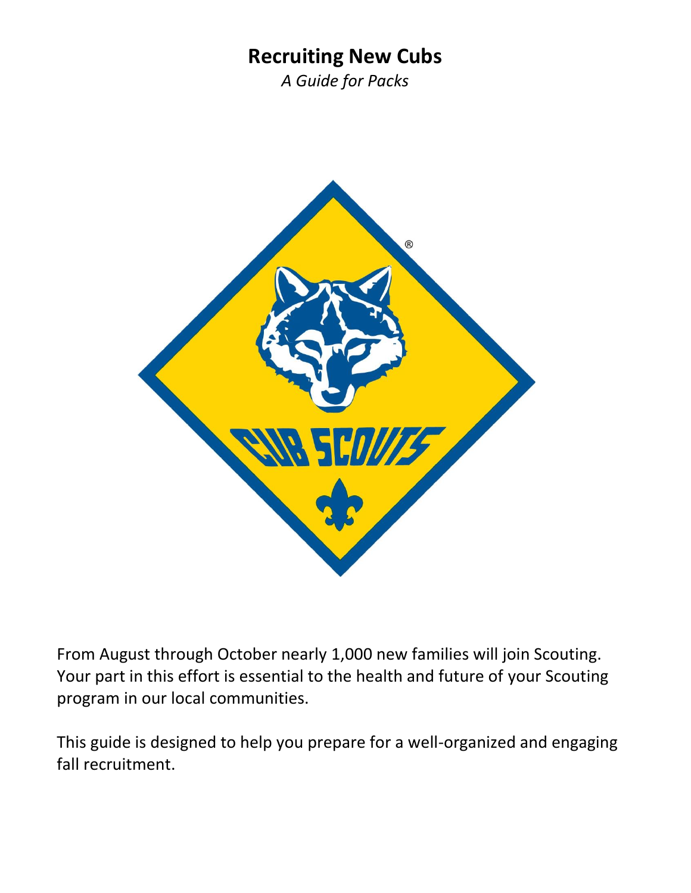# Recruiting New Cubs

*A Guide for Packs*

From August through October nearly 1,000 new families will join Scouting. Your part in this effort is essential to the health and future of your Scouting program in our local communities.

This guide is designed to help you prepare for a well-organized and engaging fall recruitment.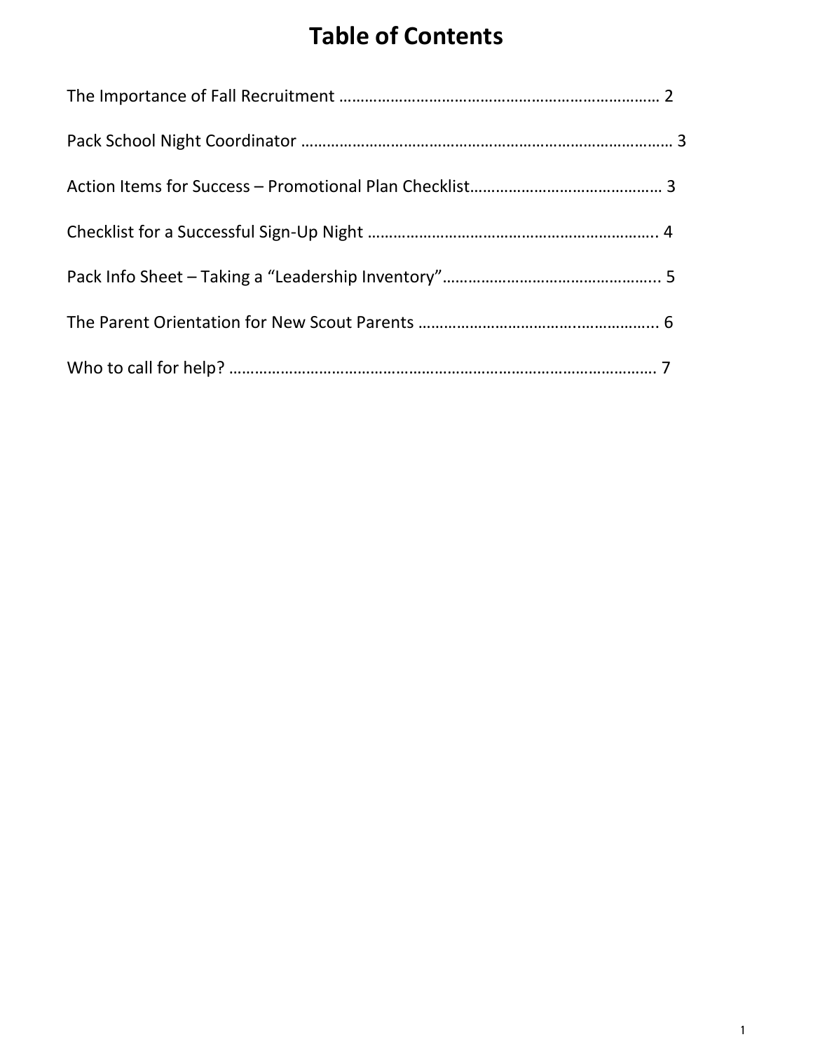# Table of Contents

The Importance of Fall Recruitment ………………………………………………………………… 2

Pack School Night Coordinator …………………………………………………………………………… 3

Action Items for Success – Promotional Plan Checklist……………………………………… 3

Checklist for a Successful Sign-Up Night ………………………………………………………….. 4

Pack Info Sheet – Taking a "Leadership Inventory"………………………………………….. 5

The Parent Orientation for New Scout Parents ……………………………….……………... 6

Who to call for help? ……………………………………………………….……………………………… 7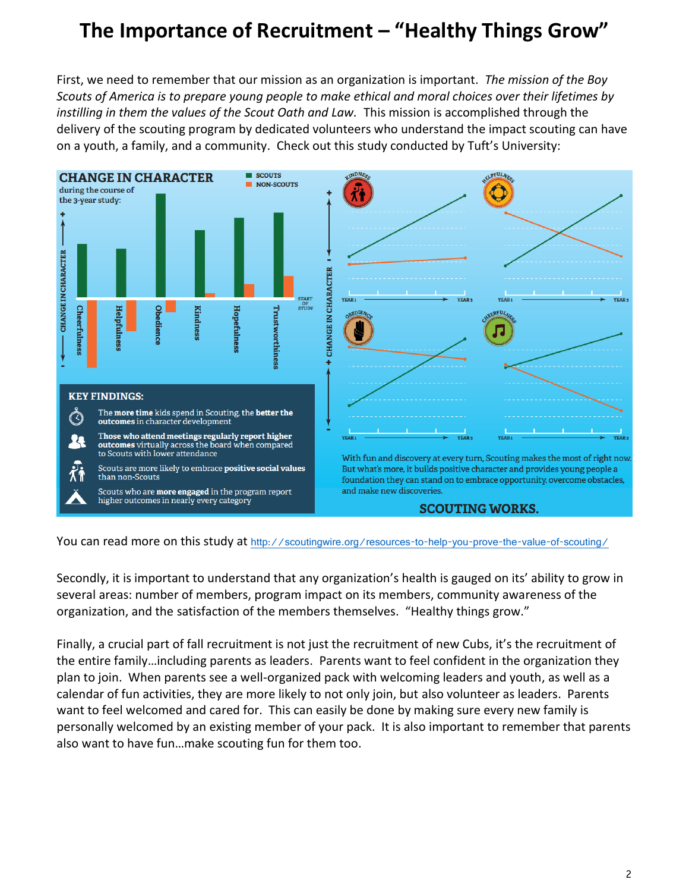# The Importance of Recruitment – "Healthy Things Grow"

First, we need to remember that our mission as an organization is important. *The mission of the Boy Scouts of America is to prepare young people to make ethical and moral choices over their lifetimes by instilling in them the values of the Scout Oath and Law.* This mission is accomplished through the delivery of the scouting program by dedicated volunteers who understand the impact scouting can have on a youth, a family, and a community. Check out this study conducted by Tuft's University:

**CHANGE IN CHARACTER** during the course of the 3-year study:

SCOUTS / NON-SCOUTS

Cheerfulness, Helpfulness, Obedience, Kindness, Hopefulness, Trustworthiness

**KEY FINDINGS:**

- The **more time** kids spend in Scouting, the **better the outcomes** in character development
- **Those who attend meetings regularly report higher outcomes** virtually across the board when compared to Scouts with lower attendance
- Scouts are more likely to embrace **positive social values** than non-Scouts
- Scouts who are **more engaged** in the program report higher outcomes in nearly every category

With fun and discovery at every turn, Scouting makes the most of right now. But what's more, it builds positive character and provides young people a foundation they can stand on to embrace opportunity, overcome obstacles, and make new discoveries.

**SCOUTING WORKS.**

You can read more on this study at http://scoutingwire.org/resources-to-help-you-prove-the-value-of-scouting/

Secondly, it is important to understand that any organization's health is gauged on its' ability to grow in several areas: number of members, program impact on its members, community awareness of the organization, and the satisfaction of the members themselves. "Healthy things grow."

Finally, a crucial part of fall recruitment is not just the recruitment of new Cubs, it's the recruitment of the entire family…including parents as leaders. Parents want to feel confident in the organization they plan to join. When parents see a well-organized pack with welcoming leaders and youth, as well as a calendar of fun activities, they are more likely to not only join, but also volunteer as leaders. Parents want to feel welcomed and cared for. This can easily be done by making sure every new family is personally welcomed by an existing member of your pack. It is also important to remember that parents also want to have fun…make scouting fun for them too.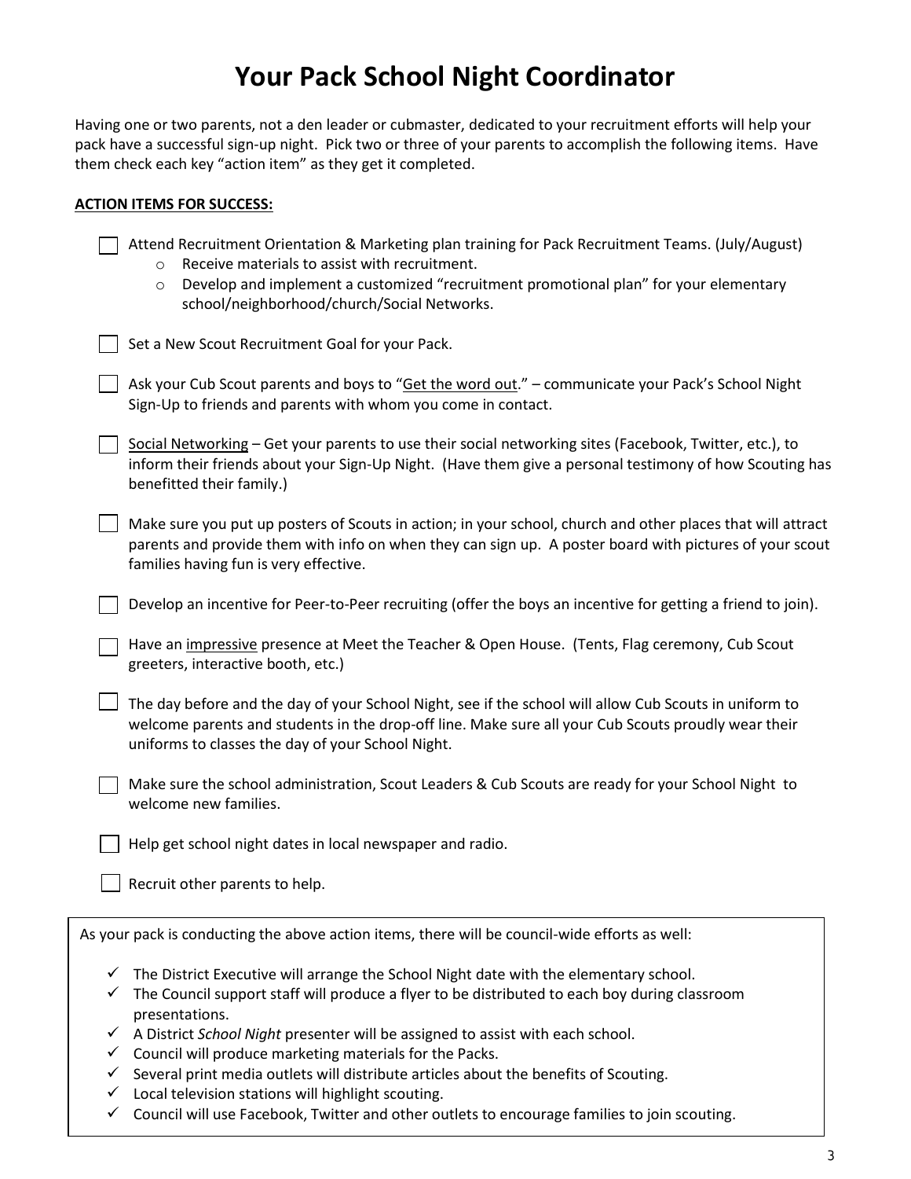# Your Pack School Night Coordinator

Having one or two parents, not a den leader or cubmaster, dedicated to your recruitment efforts will help your pack have a successful sign-up night. Pick two or three of your parents to accomplish the following items. Have them check each key "action item" as they get it completed.

**ACTION ITEMS FOR SUCCESS:**

- [ ] Attend Recruitment Orientation & Marketing plan training for Pack Recruitment Teams. (July/August)
  - Receive materials to assist with recruitment.
  - Develop and implement a customized "recruitment promotional plan" for your elementary school/neighborhood/church/Social Networks.
- [ ] Set a New Scout Recruitment Goal for your Pack.
- [ ] Ask your Cub Scout parents and boys to "Get the word out." – communicate your Pack's School Night Sign-Up to friends and parents with whom you come in contact.
- [ ] Social Networking – Get your parents to use their social networking sites (Facebook, Twitter, etc.), to inform their friends about your Sign-Up Night. (Have them give a personal testimony of how Scouting has benefitted their family.)
- [ ] Make sure you put up posters of Scouts in action; in your school, church and other places that will attract parents and provide them with info on when they can sign up. A poster board with pictures of your scout families having fun is very effective.
- [ ] Develop an incentive for Peer-to-Peer recruiting (offer the boys an incentive for getting a friend to join).
- [ ] Have an impressive presence at Meet the Teacher & Open House. (Tents, Flag ceremony, Cub Scout greeters, interactive booth, etc.)
- [ ] The day before and the day of your School Night, see if the school will allow Cub Scouts in uniform to welcome parents and students in the drop-off line. Make sure all your Cub Scouts proudly wear their uniforms to classes the day of your School Night.
- [ ] Make sure the school administration, Scout Leaders & Cub Scouts are ready for your School Night to welcome new families.
- [ ] Help get school night dates in local newspaper and radio.
- [ ] Recruit other parents to help.

As your pack is conducting the above action items, there will be council-wide efforts as well:

- ✓ The District Executive will arrange the School Night date with the elementary school.
- ✓ The Council support staff will produce a flyer to be distributed to each boy during classroom presentations.
- ✓ A District *School Night* presenter will be assigned to assist with each school.
- ✓ Council will produce marketing materials for the Packs.
- ✓ Several print media outlets will distribute articles about the benefits of Scouting.
- ✓ Local television stations will highlight scouting.
- ✓ Council will use Facebook, Twitter and other outlets to encourage families to join scouting.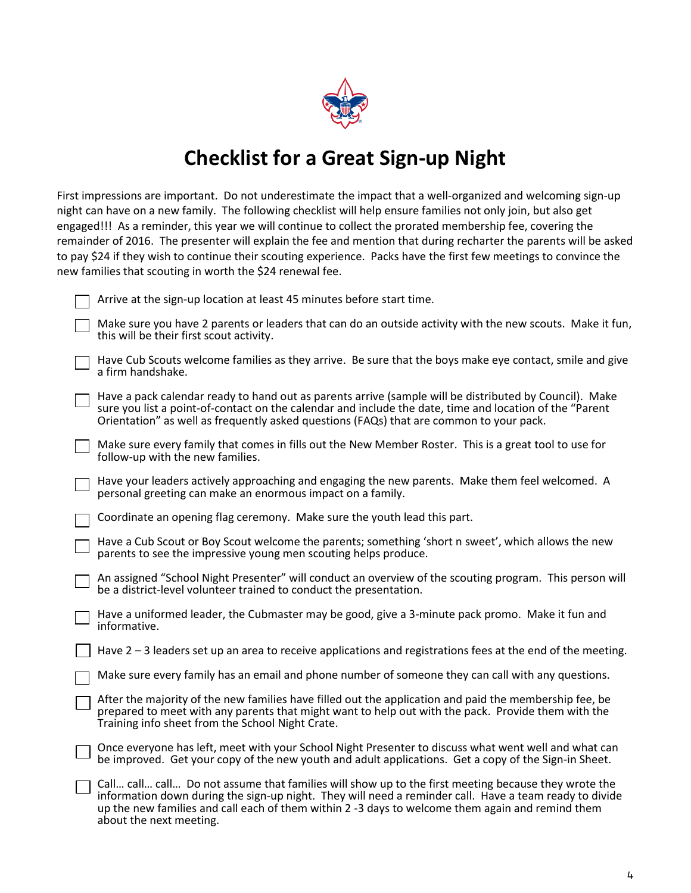# Checklist for a Great Sign-up Night

First impressions are important. Do not underestimate the impact that a well-organized and welcoming sign-up night can have on a new family. The following checklist will help ensure families not only join, but also get engaged!!! As a reminder, this year we will continue to collect the prorated membership fee, covering the remainder of 2016. The presenter will explain the fee and mention that during recharter the parents will be asked to pay $24 if they wish to continue their scouting experience. Packs have the first few meetings to convince the new families that scouting in worth the $24 renewal fee.

- [ ] Arrive at the sign-up location at least 45 minutes before start time.
- [ ] Make sure you have 2 parents or leaders that can do an outside activity with the new scouts. Make it fun, this will be their first scout activity.
- [ ] Have Cub Scouts welcome families as they arrive. Be sure that the boys make eye contact, smile and give a firm handshake.
- [ ] Have a pack calendar ready to hand out as parents arrive (sample will be distributed by Council). Make sure you list a point-of-contact on the calendar and include the date, time and location of the "Parent Orientation" as well as frequently asked questions (FAQs) that are common to your pack.
- [ ] Make sure every family that comes in fills out the New Member Roster. This is a great tool to use for follow-up with the new families.
- [ ] Have your leaders actively approaching and engaging the new parents. Make them feel welcomed. A personal greeting can make an enormous impact on a family.
- [ ] Coordinate an opening flag ceremony. Make sure the youth lead this part.
- [ ] Have a Cub Scout or Boy Scout welcome the parents; something 'short n sweet', which allows the new parents to see the impressive young men scouting helps produce.
- [ ] An assigned "School Night Presenter" will conduct an overview of the scouting program. This person will be a district-level volunteer trained to conduct the presentation.
- [ ] Have a uniformed leader, the Cubmaster may be good, give a 3-minute pack promo. Make it fun and informative.
- [ ] Have 2 – 3 leaders set up an area to receive applications and registrations fees at the end of the meeting.
- [ ] Make sure every family has an email and phone number of someone they can call with any questions.
- [ ] After the majority of the new families have filled out the application and paid the membership fee, be prepared to meet with any parents that might want to help out with the pack. Provide them with the Training info sheet from the School Night Crate.
- [ ] Once everyone has left, meet with your School Night Presenter to discuss what went well and what can be improved. Get your copy of the new youth and adult applications. Get a copy of the Sign-in Sheet.
- [ ] Call… call… call… Do not assume that families will show up to the first meeting because they wrote the information down during the sign-up night. They will need a reminder call. Have a team ready to divide up the new families and call each of them within 2 -3 days to welcome them again and remind them about the next meeting.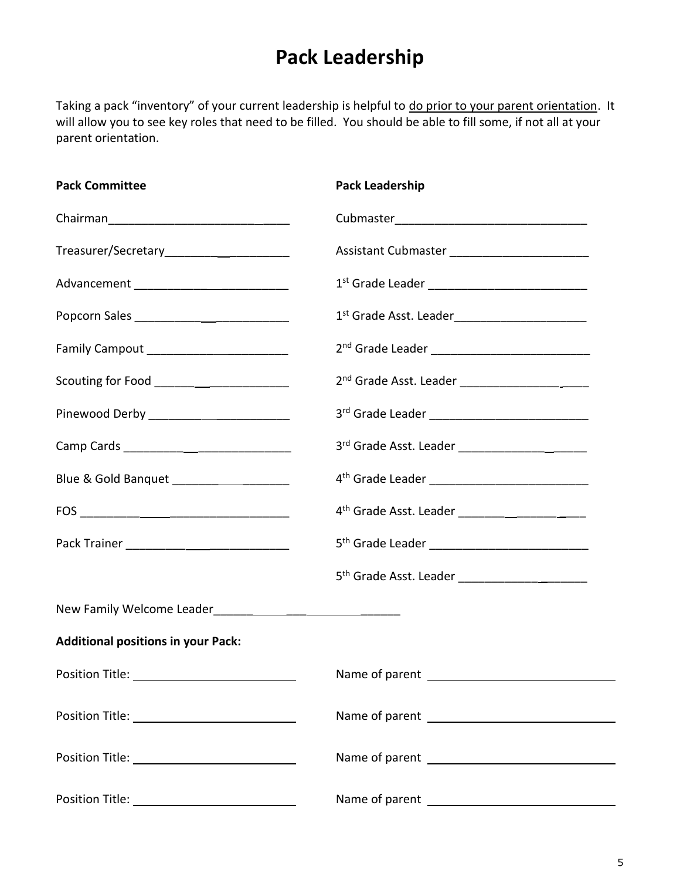# Pack Leadership

Taking a pack "inventory" of your current leadership is helpful to do prior to your parent orientation. It will allow you to see key roles that need to be filled. You should be able to fill some, if not all at your parent orientation.

| **Pack Committee** | **Pack Leadership** |
|---|---|
| Chairman___________________________ | Cubmaster_____________________________ |
| Treasurer/Secretary___________________ | Assistant Cubmaster _____________________ |
| Advancement _______________________ | 1st Grade Leader ________________________ |
| Popcorn Sales ______________________ | 1st Grade Asst. Leader____________________ |
| Family Campout _____________________ | 2nd Grade Leader ________________________ |
| Scouting for Food ___________________ | 2nd Grade Asst. Leader ____________________ |
| Pinewood Derby _____________________ | 3rd Grade Leader ________________________ |
| Camp Cards ________________________ | 3rd Grade Asst. Leader ____________________ |
| Blue & Gold Banquet _________________ | 4th Grade Leader ________________________ |
| FOS ______________________________ | 4th Grade Asst. Leader ____________________ |
| Pack Trainer ________________________ | 5th Grade Leader ________________________ |
| | 5th Grade Asst. Leader ____________________ |

New Family Welcome Leader____________________________

**Additional positions in your Pack:**

| | |
|---|---|
| Position Title: ________________________ | Name of parent ____________________________ |
| Position Title: ________________________ | Name of parent ____________________________ |
| Position Title: ________________________ | Name of parent ____________________________ |
| Position Title: ________________________ | Name of parent ____________________________ |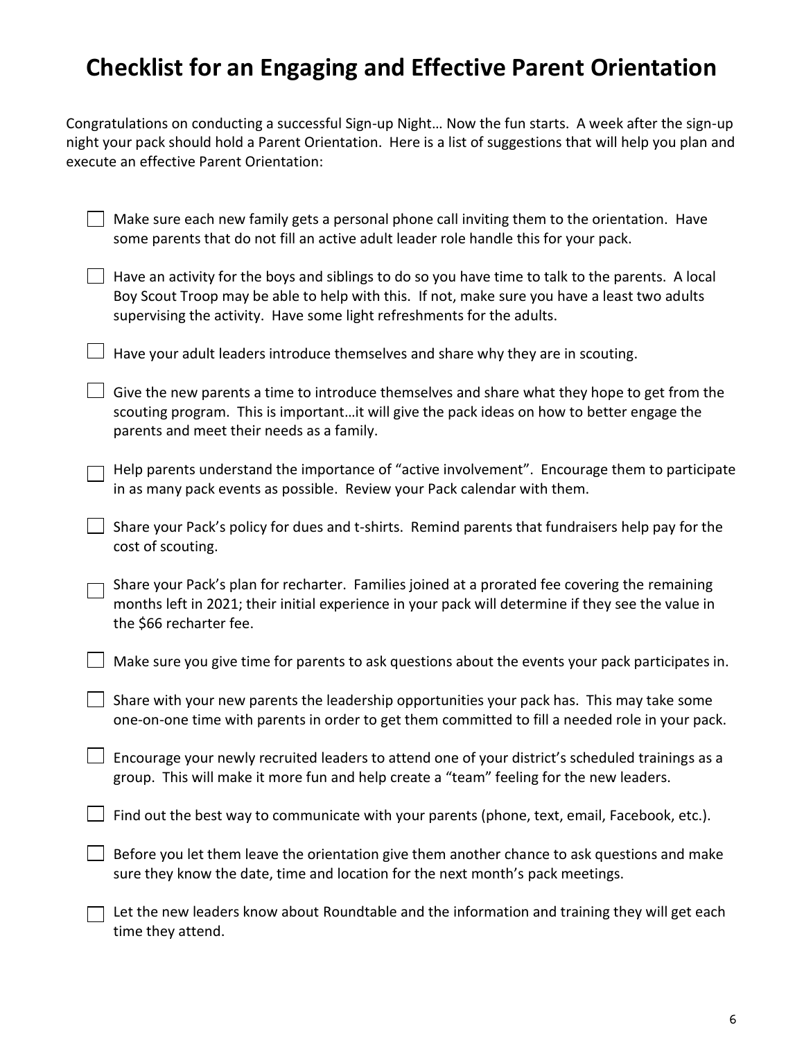# Checklist for an Engaging and Effective Parent Orientation

Congratulations on conducting a successful Sign-up Night… Now the fun starts. A week after the sign-up night your pack should hold a Parent Orientation. Here is a list of suggestions that will help you plan and execute an effective Parent Orientation:

- [ ] Make sure each new family gets a personal phone call inviting them to the orientation. Have some parents that do not fill an active adult leader role handle this for your pack.
- [ ] Have an activity for the boys and siblings to do so you have time to talk to the parents. A local Boy Scout Troop may be able to help with this. If not, make sure you have a least two adults supervising the activity. Have some light refreshments for the adults.
- [ ] Have your adult leaders introduce themselves and share why they are in scouting.
- [ ] Give the new parents a time to introduce themselves and share what they hope to get from the scouting program. This is important…it will give the pack ideas on how to better engage the parents and meet their needs as a family.
- [ ] Help parents understand the importance of "active involvement". Encourage them to participate in as many pack events as possible. Review your Pack calendar with them.
- [ ] Share your Pack's policy for dues and t-shirts. Remind parents that fundraisers help pay for the cost of scouting.
- [ ] Share your Pack's plan for recharter. Families joined at a prorated fee covering the remaining months left in 2021; their initial experience in your pack will determine if they see the value in the $66 recharter fee.
- [ ] Make sure you give time for parents to ask questions about the events your pack participates in.
- [ ] Share with your new parents the leadership opportunities your pack has. This may take some one-on-one time with parents in order to get them committed to fill a needed role in your pack.
- [ ] Encourage your newly recruited leaders to attend one of your district's scheduled trainings as a group. This will make it more fun and help create a "team" feeling for the new leaders.
- [ ] Find out the best way to communicate with your parents (phone, text, email, Facebook, etc.).
- [ ] Before you let them leave the orientation give them another chance to ask questions and make sure they know the date, time and location for the next month's pack meetings.
- [ ] Let the new leaders know about Roundtable and the information and training they will get each time they attend.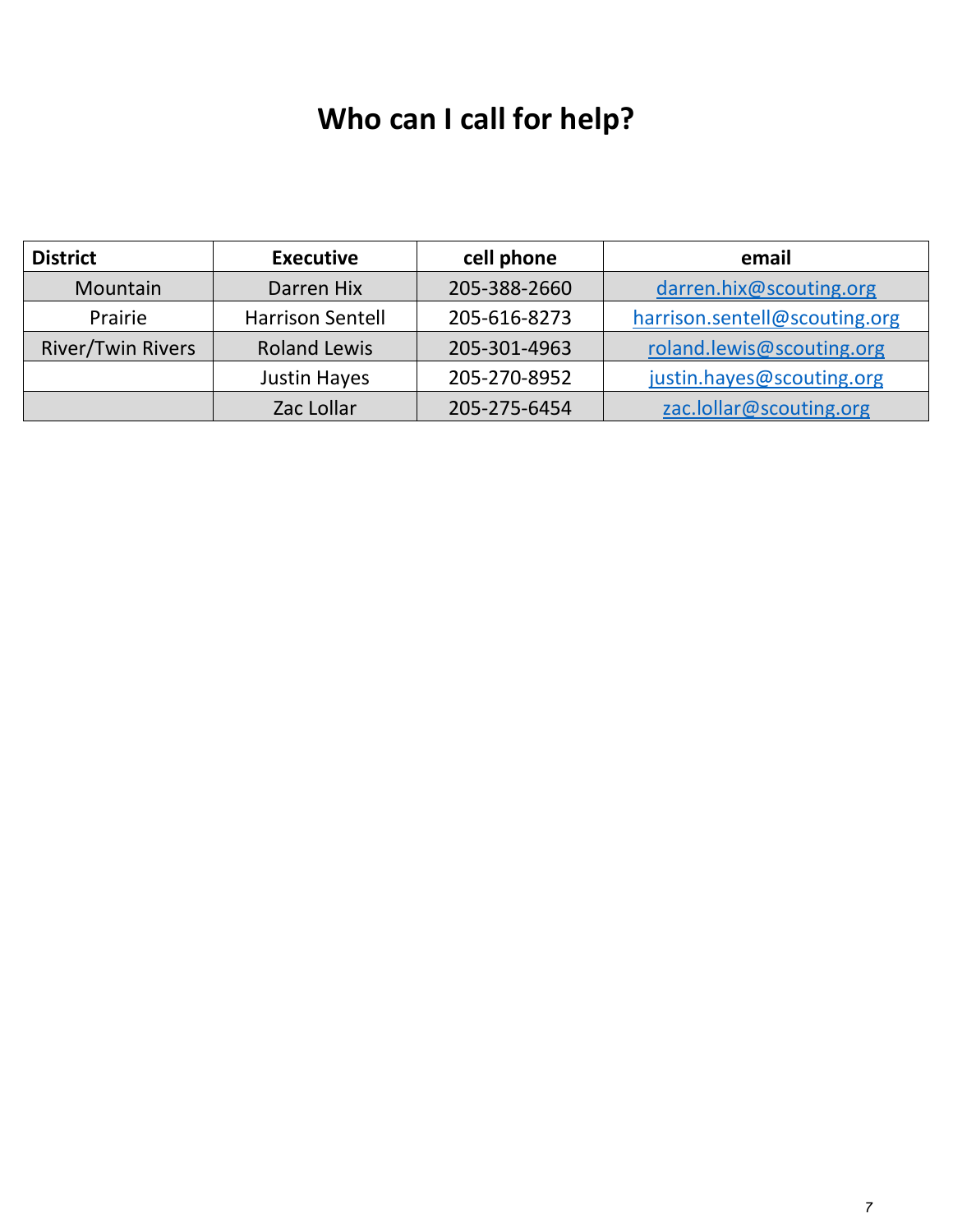# Who can I call for help?

| District | Executive | cell phone | email |
|---|---|---|---|
| Mountain | Darren Hix | 205-388-2660 | darren.hix@scouting.org |
| Prairie | Harrison Sentell | 205-616-8273 | harrison.sentell@scouting.org |
| River/Twin Rivers | Roland Lewis | 205-301-4963 | roland.lewis@scouting.org |
| | Justin Hayes | 205-270-8952 | justin.hayes@scouting.org |
| | Zac Lollar | 205-275-6454 | zac.lollar@scouting.org |